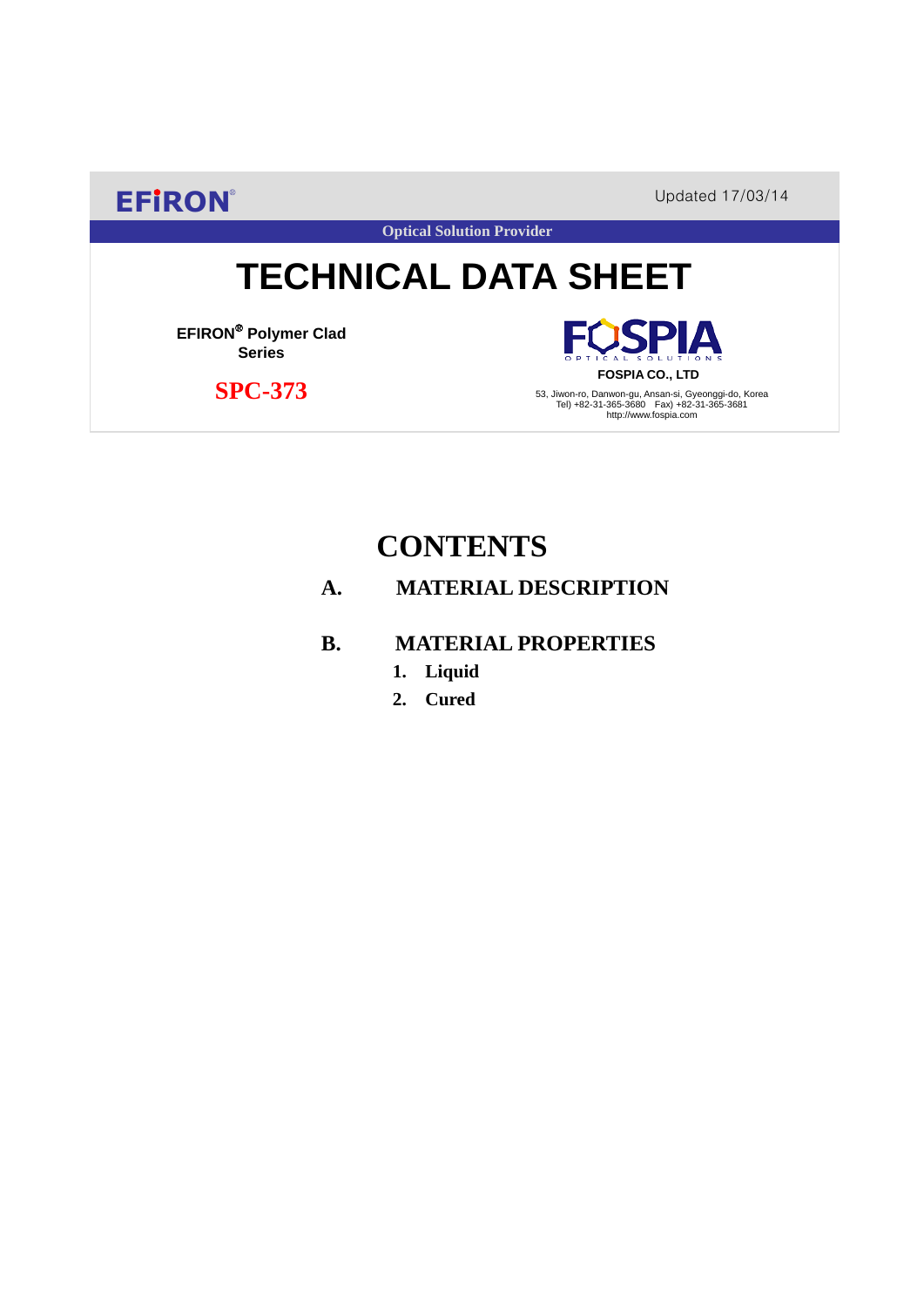EFIRON®

Updated 17/03/14

Optical Solution Provider

# TECHNICAL DATA SHEET

**EFIRON® Polymer Clad Series**

**SPC-373**

FOSPIA OPTICAL SOLUTIONS

**FOSPIA CO., LTD**

53, Jiwon-ro, Danwon-gu, Ansan-si, Gyeonggi-do, Korea
Tel) +82-31-365-3680 Fax) +82-31-365-3681
http://www.fospia.com

## CONTENTS

**A. MATERIAL DESCRIPTION**

**B. MATERIAL PROPERTIES**

1. **Liquid**
2. **Cured**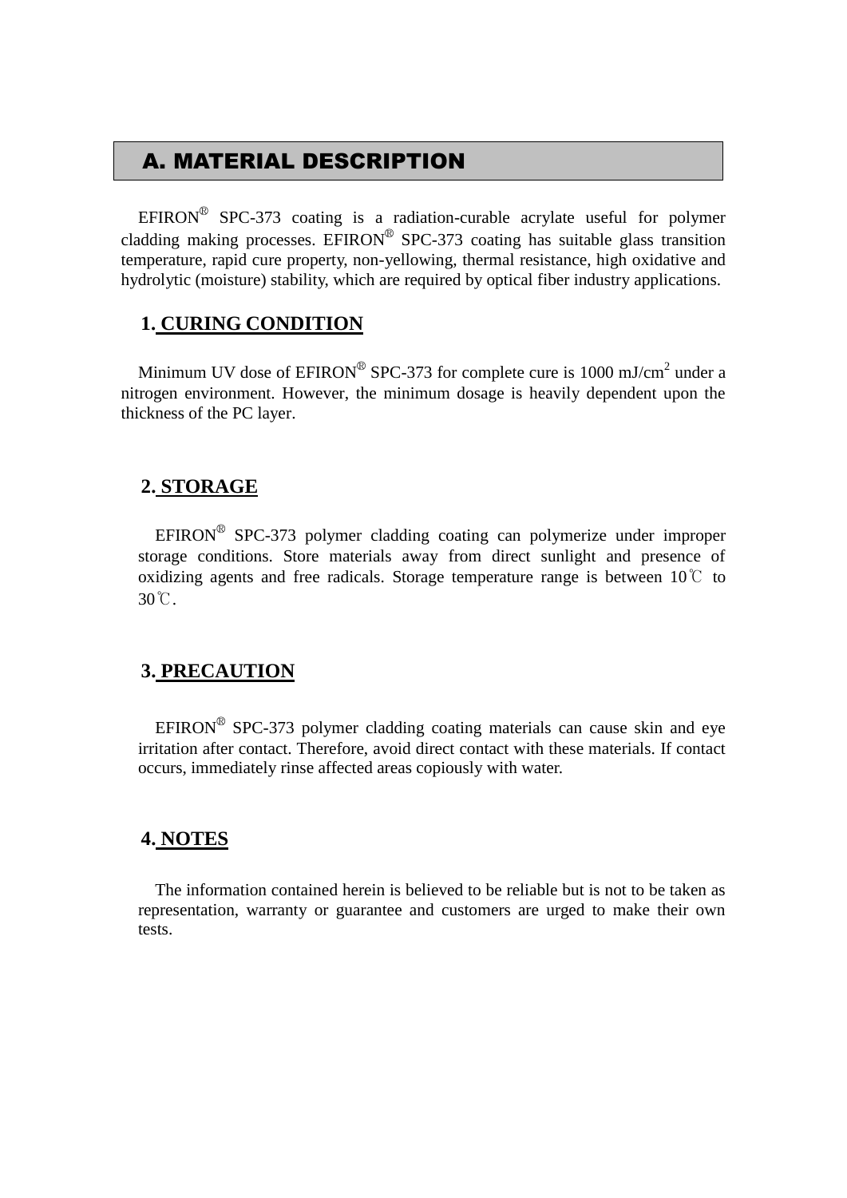## A. MATERIAL DESCRIPTION

EFIRON® SPC-373 coating is a radiation-curable acrylate useful for polymer cladding making processes. EFIRON® SPC-373 coating has suitable glass transition temperature, rapid cure property, non-yellowing, thermal resistance, high oxidative and hydrolytic (moisture) stability, which are required by optical fiber industry applications.

### 1. CURING CONDITION

Minimum UV dose of EFIRON® SPC-373 for complete cure is 1000 $mJ/cm^2$ under a nitrogen environment. However, the minimum dosage is heavily dependent upon the thickness of the PC layer.

### 2. STORAGE

EFIRON® SPC-373 polymer cladding coating can polymerize under improper storage conditions. Store materials away from direct sunlight and presence of oxidizing agents and free radicals. Storage temperature range is between 10℃ to 30℃.

### 3. PRECAUTION

EFIRON® SPC-373 polymer cladding coating materials can cause skin and eye irritation after contact. Therefore, avoid direct contact with these materials. If contact occurs, immediately rinse affected areas copiously with water.

### 4. NOTES

The information contained herein is believed to be reliable but is not to be taken as representation, warranty or guarantee and customers are urged to make their own tests.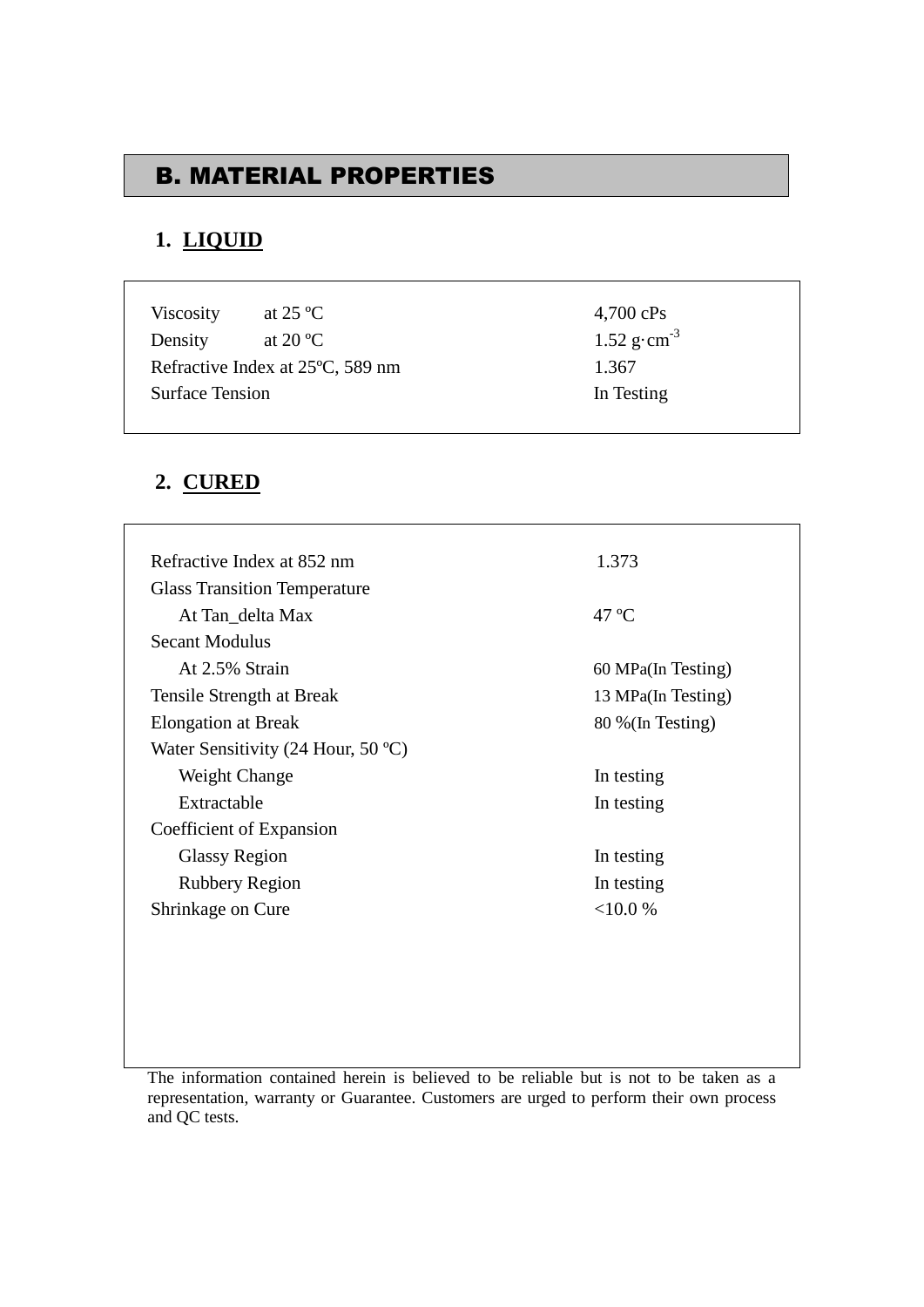## B. MATERIAL PROPERTIES

### 1. LIQUID

| | |
|---|---|
| Viscosity at 25 ºC | 4,700 cPs |
| Density at 20 ºC | 1.52 g·cm$^{-3}$ |
| Refractive Index at 25ºC, 589 nm | 1.367 |
| Surface Tension | In Testing |

### 2. CURED

| | |
|---|---|
| Refractive Index at 852 nm | 1.373 |
| Glass Transition Temperature | |
| At Tan_delta Max | 47 ºC |
| Secant Modulus | |
| At 2.5% Strain | 60 MPa(In Testing) |
| Tensile Strength at Break | 13 MPa(In Testing) |
| Elongation at Break | 80 %(In Testing) |
| Water Sensitivity (24 Hour, 50 ºC) | |
| Weight Change | In testing |
| Extractable | In testing |
| Coefficient of Expansion | |
| Glassy Region | In testing |
| Rubbery Region | In testing |
| Shrinkage on Cure | <10.0 % |

The information contained herein is believed to be reliable but is not to be taken as a representation, warranty or Guarantee. Customers are urged to perform their own process and QC tests.